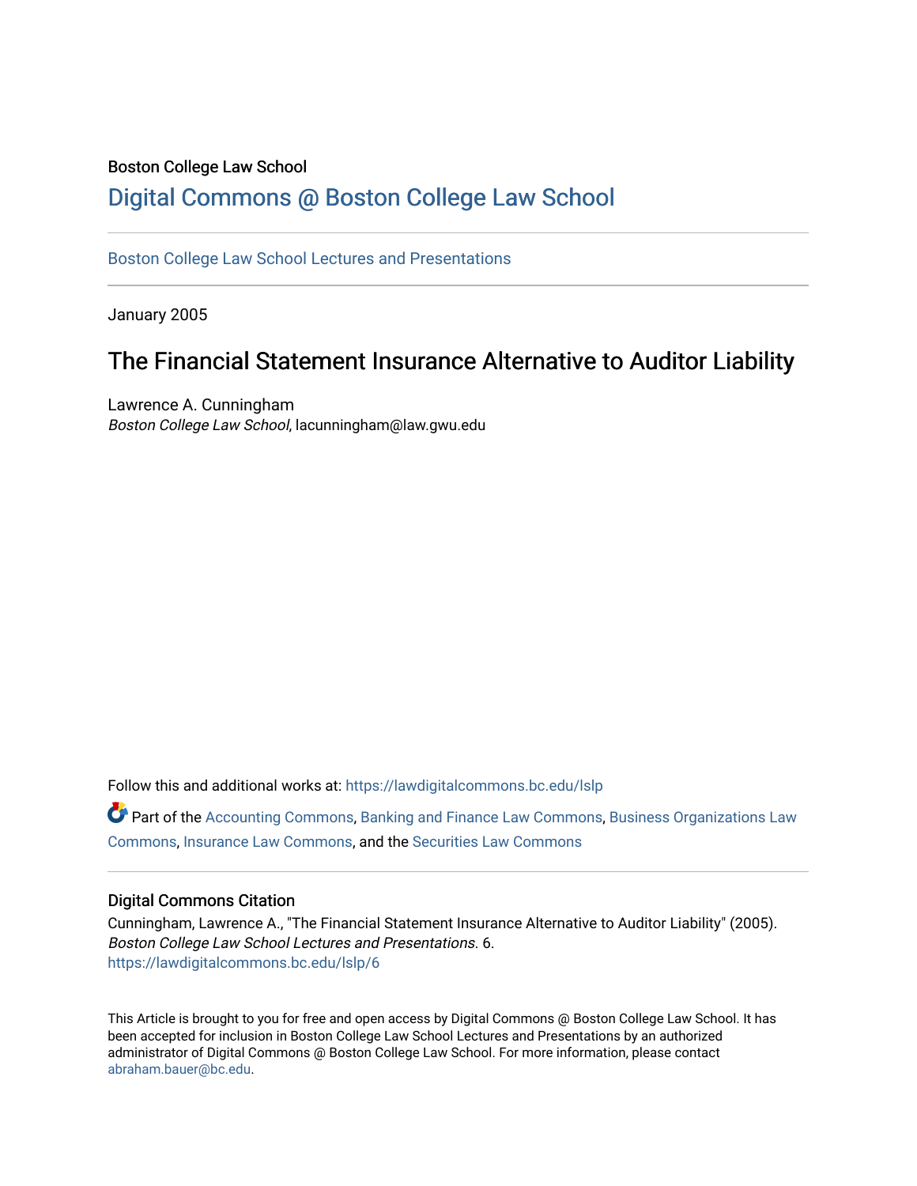Boston College Law School

# Digital Commons @ Boston College Law School

Boston College Law School Lectures and Presentations

January 2005

## The Financial Statement Insurance Alternative to Auditor Liability

Lawrence A. Cunningham
*Boston College Law School*, lacunningham@law.gwu.edu

Follow this and additional works at: https://lawdigitalcommons.bc.edu/lslp

Part of the Accounting Commons, Banking and Finance Law Commons, Business Organizations Law Commons, Insurance Law Commons, and the Securities Law Commons

### Digital Commons Citation

Cunningham, Lawrence A., "The Financial Statement Insurance Alternative to Auditor Liability" (2005). *Boston College Law School Lectures and Presentations.* 6.
https://lawdigitalcommons.bc.edu/lslp/6

This Article is brought to you for free and open access by Digital Commons @ Boston College Law School. It has been accepted for inclusion in Boston College Law School Lectures and Presentations by an authorized administrator of Digital Commons @ Boston College Law School. For more information, please contact abraham.bauer@bc.edu.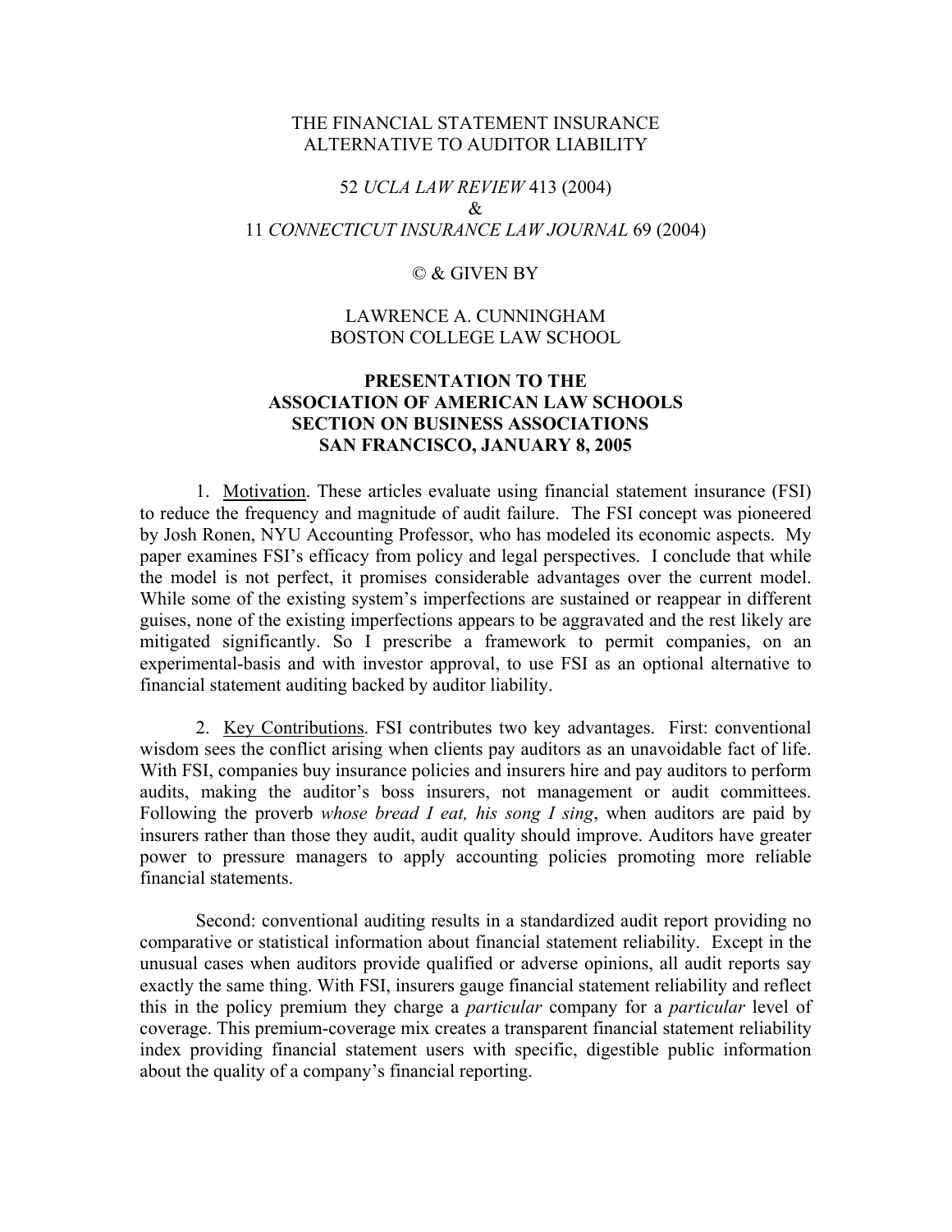THE FINANCIAL STATEMENT INSURANCE
ALTERNATIVE TO AUDITOR LIABILITY

52 *UCLA LAW REVIEW* 413 (2004)
&
11 *CONNECTICUT INSURANCE LAW JOURNAL* 69 (2004)

© & GIVEN BY

LAWRENCE A. CUNNINGHAM
BOSTON COLLEGE LAW SCHOOL

**PRESENTATION TO THE**
**ASSOCIATION OF AMERICAN LAW SCHOOLS**
**SECTION ON BUSINESS ASSOCIATIONS**
**SAN FRANCISCO, JANUARY 8, 2005**

1. Motivation. These articles evaluate using financial statement insurance (FSI) to reduce the frequency and magnitude of audit failure. The FSI concept was pioneered by Josh Ronen, NYU Accounting Professor, who has modeled its economic aspects. My paper examines FSI's efficacy from policy and legal perspectives. I conclude that while the model is not perfect, it promises considerable advantages over the current model. While some of the existing system's imperfections are sustained or reappear in different guises, none of the existing imperfections appears to be aggravated and the rest likely are mitigated significantly. So I prescribe a framework to permit companies, on an experimental-basis and with investor approval, to use FSI as an optional alternative to financial statement auditing backed by auditor liability.

2. Key Contributions. FSI contributes two key advantages. First: conventional wisdom sees the conflict arising when clients pay auditors as an unavoidable fact of life. With FSI, companies buy insurance policies and insurers hire and pay auditors to perform audits, making the auditor's boss insurers, not management or audit committees. Following the proverb *whose bread I eat, his song I sing*, when auditors are paid by insurers rather than those they audit, audit quality should improve. Auditors have greater power to pressure managers to apply accounting policies promoting more reliable financial statements.

Second: conventional auditing results in a standardized audit report providing no comparative or statistical information about financial statement reliability. Except in the unusual cases when auditors provide qualified or adverse opinions, all audit reports say exactly the same thing. With FSI, insurers gauge financial statement reliability and reflect this in the policy premium they charge a *particular* company for a *particular* level of coverage. This premium-coverage mix creates a transparent financial statement reliability index providing financial statement users with specific, digestible public information about the quality of a company's financial reporting.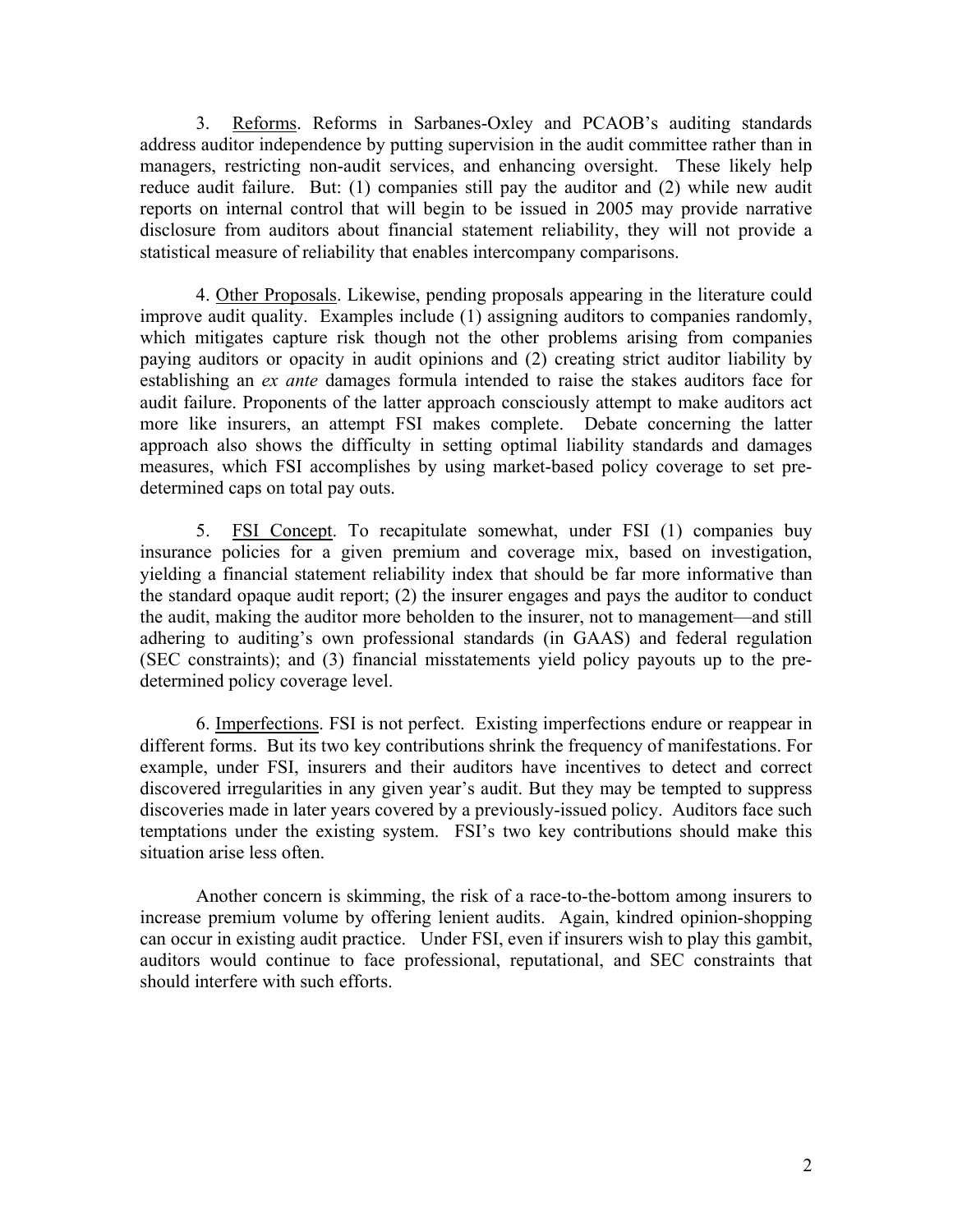3. <u>Reforms</u>. Reforms in Sarbanes-Oxley and PCAOB's auditing standards address auditor independence by putting supervision in the audit committee rather than in managers, restricting non-audit services, and enhancing oversight. These likely help reduce audit failure. But: (1) companies still pay the auditor and (2) while new audit reports on internal control that will begin to be issued in 2005 may provide narrative disclosure from auditors about financial statement reliability, they will not provide a statistical measure of reliability that enables intercompany comparisons.

4. <u>Other Proposals</u>. Likewise, pending proposals appearing in the literature could improve audit quality. Examples include (1) assigning auditors to companies randomly, which mitigates capture risk though not the other problems arising from companies paying auditors or opacity in audit opinions and (2) creating strict auditor liability by establishing an *ex ante* damages formula intended to raise the stakes auditors face for audit failure. Proponents of the latter approach consciously attempt to make auditors act more like insurers, an attempt FSI makes complete. Debate concerning the latter approach also shows the difficulty in setting optimal liability standards and damages measures, which FSI accomplishes by using market-based policy coverage to set pre-determined caps on total pay outs.

5. <u>FSI Concept</u>. To recapitulate somewhat, under FSI (1) companies buy insurance policies for a given premium and coverage mix, based on investigation, yielding a financial statement reliability index that should be far more informative than the standard opaque audit report; (2) the insurer engages and pays the auditor to conduct the audit, making the auditor more beholden to the insurer, not to management—and still adhering to auditing's own professional standards (in GAAS) and federal regulation (SEC constraints); and (3) financial misstatements yield policy payouts up to the pre-determined policy coverage level.

6. <u>Imperfections</u>. FSI is not perfect. Existing imperfections endure or reappear in different forms. But its two key contributions shrink the frequency of manifestations. For example, under FSI, insurers and their auditors have incentives to detect and correct discovered irregularities in any given year's audit. But they may be tempted to suppress discoveries made in later years covered by a previously-issued policy. Auditors face such temptations under the existing system. FSI's two key contributions should make this situation arise less often.

Another concern is skimming, the risk of a race-to-the-bottom among insurers to increase premium volume by offering lenient audits. Again, kindred opinion-shopping can occur in existing audit practice. Under FSI, even if insurers wish to play this gambit, auditors would continue to face professional, reputational, and SEC constraints that should interfere with such efforts.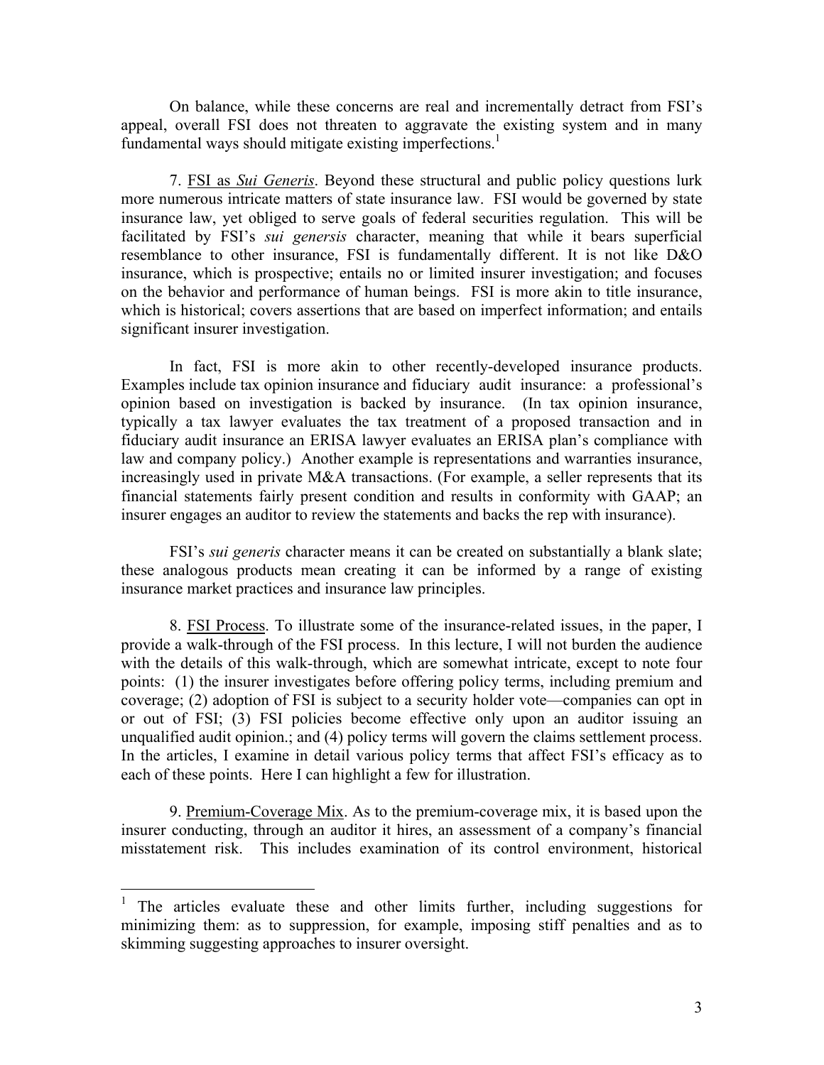On balance, while these concerns are real and incrementally detract from FSI's appeal, overall FSI does not threaten to aggravate the existing system and in many fundamental ways should mitigate existing imperfections.[1]

7. <u>FSI as *Sui Generis*</u>. Beyond these structural and public policy questions lurk more numerous intricate matters of state insurance law. FSI would be governed by state insurance law, yet obliged to serve goals of federal securities regulation. This will be facilitated by FSI's *sui genersis* character, meaning that while it bears superficial resemblance to other insurance, FSI is fundamentally different. It is not like D&O insurance, which is prospective; entails no or limited insurer investigation; and focuses on the behavior and performance of human beings. FSI is more akin to title insurance, which is historical; covers assertions that are based on imperfect information; and entails significant insurer investigation.

In fact, FSI is more akin to other recently-developed insurance products. Examples include tax opinion insurance and fiduciary audit insurance: a professional's opinion based on investigation is backed by insurance. (In tax opinion insurance, typically a tax lawyer evaluates the tax treatment of a proposed transaction and in fiduciary audit insurance an ERISA lawyer evaluates an ERISA plan's compliance with law and company policy.) Another example is representations and warranties insurance, increasingly used in private M&A transactions. (For example, a seller represents that its financial statements fairly present condition and results in conformity with GAAP; an insurer engages an auditor to review the statements and backs the rep with insurance).

FSI's *sui generis* character means it can be created on substantially a blank slate; these analogous products mean creating it can be informed by a range of existing insurance market practices and insurance law principles.

8. <u>FSI Process</u>. To illustrate some of the insurance-related issues, in the paper, I provide a walk-through of the FSI process. In this lecture, I will not burden the audience with the details of this walk-through, which are somewhat intricate, except to note four points: (1) the insurer investigates before offering policy terms, including premium and coverage; (2) adoption of FSI is subject to a security holder vote—companies can opt in or out of FSI; (3) FSI policies become effective only upon an auditor issuing an unqualified audit opinion.; and (4) policy terms will govern the claims settlement process. In the articles, I examine in detail various policy terms that affect FSI's efficacy as to each of these points. Here I can highlight a few for illustration.

9. <u>Premium-Coverage Mix</u>. As to the premium-coverage mix, it is based upon the insurer conducting, through an auditor it hires, an assessment of a company's financial misstatement risk. This includes examination of its control environment, historical

---

[1] The articles evaluate these and other limits further, including suggestions for minimizing them: as to suppression, for example, imposing stiff penalties and as to skimming suggesting approaches to insurer oversight.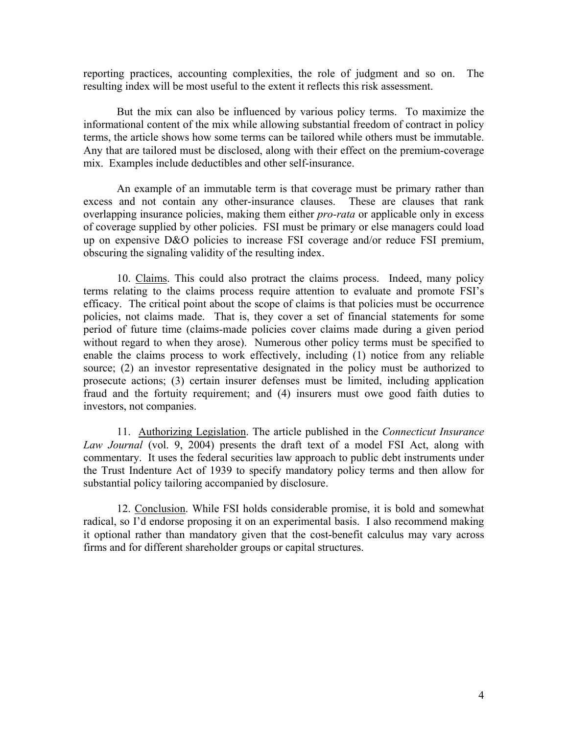reporting practices, accounting complexities, the role of judgment and so on. The resulting index will be most useful to the extent it reflects this risk assessment.

But the mix can also be influenced by various policy terms. To maximize the informational content of the mix while allowing substantial freedom of contract in policy terms, the article shows how some terms can be tailored while others must be immutable. Any that are tailored must be disclosed, along with their effect on the premium-coverage mix. Examples include deductibles and other self-insurance.

An example of an immutable term is that coverage must be primary rather than excess and not contain any other-insurance clauses. These are clauses that rank overlapping insurance policies, making them either *pro-rata* or applicable only in excess of coverage supplied by other policies. FSI must be primary or else managers could load up on expensive D&O policies to increase FSI coverage and/or reduce FSI premium, obscuring the signaling validity of the resulting index.

10. Claims. This could also protract the claims process. Indeed, many policy terms relating to the claims process require attention to evaluate and promote FSI's efficacy. The critical point about the scope of claims is that policies must be occurrence policies, not claims made. That is, they cover a set of financial statements for some period of future time (claims-made policies cover claims made during a given period without regard to when they arose). Numerous other policy terms must be specified to enable the claims process to work effectively, including (1) notice from any reliable source; (2) an investor representative designated in the policy must be authorized to prosecute actions; (3) certain insurer defenses must be limited, including application fraud and the fortuity requirement; and (4) insurers must owe good faith duties to investors, not companies.

11. Authorizing Legislation. The article published in the *Connecticut Insurance Law Journal* (vol. 9, 2004) presents the draft text of a model FSI Act, along with commentary. It uses the federal securities law approach to public debt instruments under the Trust Indenture Act of 1939 to specify mandatory policy terms and then allow for substantial policy tailoring accompanied by disclosure.

12. Conclusion. While FSI holds considerable promise, it is bold and somewhat radical, so I'd endorse proposing it on an experimental basis. I also recommend making it optional rather than mandatory given that the cost-benefit calculus may vary across firms and for different shareholder groups or capital structures.